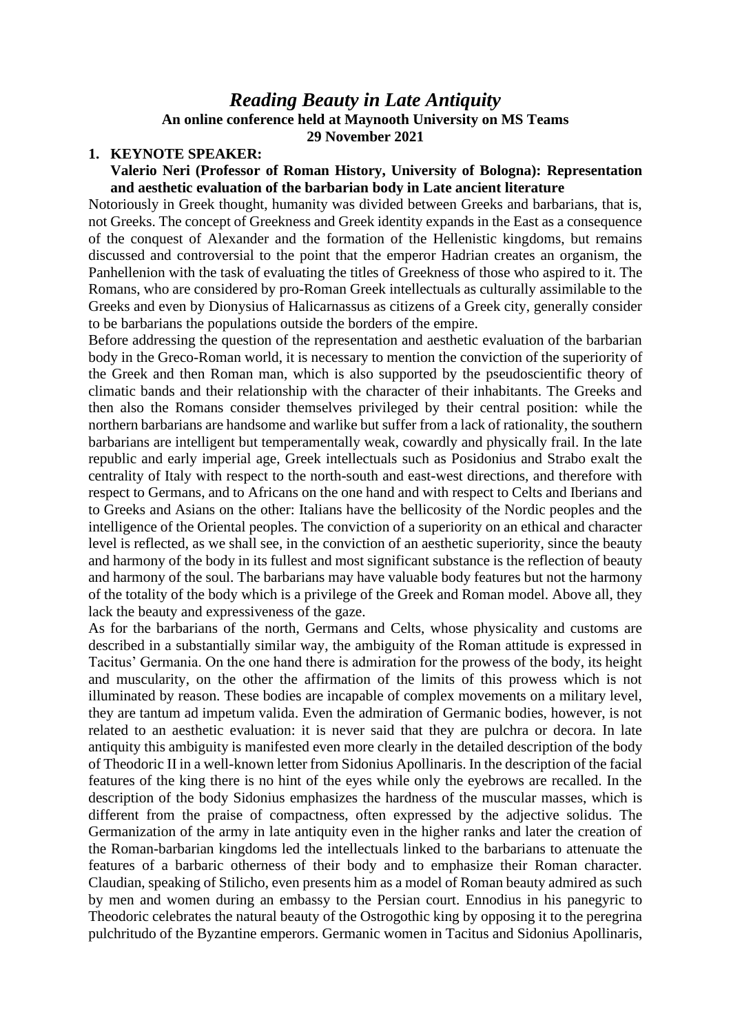# *Reading Beauty in Late Antiquity*

**An online conference held at Maynooth University on MS Teams**

**29 November 2021**

## 1. KEYNOTE SPEAKER:

### Valerio Neri (Professor of Roman History, University of Bologna): Representation and aesthetic evaluation of the barbarian body in Late ancient literature

Notoriously in Greek thought, humanity was divided between Greeks and barbarians, that is, not Greeks. The concept of Greekness and Greek identity expands in the East as a consequence of the conquest of Alexander and the formation of the Hellenistic kingdoms, but remains discussed and controversial to the point that the emperor Hadrian creates an organism, the Panhellenion with the task of evaluating the titles of Greekness of those who aspired to it. The Romans, who are considered by pro-Roman Greek intellectuals as culturally assimilable to the Greeks and even by Dionysius of Halicarnassus as citizens of a Greek city, generally consider to be barbarians the populations outside the borders of the empire.

Before addressing the question of the representation and aesthetic evaluation of the barbarian body in the Greco-Roman world, it is necessary to mention the conviction of the superiority of the Greek and then Roman man, which is also supported by the pseudoscientific theory of climatic bands and their relationship with the character of their inhabitants. The Greeks and then also the Romans consider themselves privileged by their central position: while the northern barbarians are handsome and warlike but suffer from a lack of rationality, the southern barbarians are intelligent but temperamentally weak, cowardly and physically frail. In the late republic and early imperial age, Greek intellectuals such as Posidonius and Strabo exalt the centrality of Italy with respect to the north-south and east-west directions, and therefore with respect to Germans, and to Africans on the one hand and with respect to Celts and Iberians and to Greeks and Asians on the other: Italians have the bellicosity of the Nordic peoples and the intelligence of the Oriental peoples. The conviction of a superiority on an ethical and character level is reflected, as we shall see, in the conviction of an aesthetic superiority, since the beauty and harmony of the body in its fullest and most significant substance is the reflection of beauty and harmony of the soul. The barbarians may have valuable body features but not the harmony of the totality of the body which is a privilege of the Greek and Roman model. Above all, they lack the beauty and expressiveness of the gaze.

As for the barbarians of the north, Germans and Celts, whose physicality and customs are described in a substantially similar way, the ambiguity of the Roman attitude is expressed in Tacitus' Germania. On the one hand there is admiration for the prowess of the body, its height and muscularity, on the other the affirmation of the limits of this prowess which is not illuminated by reason. These bodies are incapable of complex movements on a military level, they are tantum ad impetum valida. Even the admiration of Germanic bodies, however, is not related to an aesthetic evaluation: it is never said that they are pulchra or decora. In late antiquity this ambiguity is manifested even more clearly in the detailed description of the body of Theodoric II in a well-known letter from Sidonius Apollinaris. In the description of the facial features of the king there is no hint of the eyes while only the eyebrows are recalled. In the description of the body Sidonius emphasizes the hardness of the muscular masses, which is different from the praise of compactness, often expressed by the adjective solidus. The Germanization of the army in late antiquity even in the higher ranks and later the creation of the Roman-barbarian kingdoms led the intellectuals linked to the barbarians to attenuate the features of a barbaric otherness of their body and to emphasize their Roman character. Claudian, speaking of Stilicho, even presents him as a model of Roman beauty admired as such by men and women during an embassy to the Persian court. Ennodius in his panegyric to Theodoric celebrates the natural beauty of the Ostrogothic king by opposing it to the peregrina pulchritudo of the Byzantine emperors. Germanic women in Tacitus and Sidonius Apollinaris,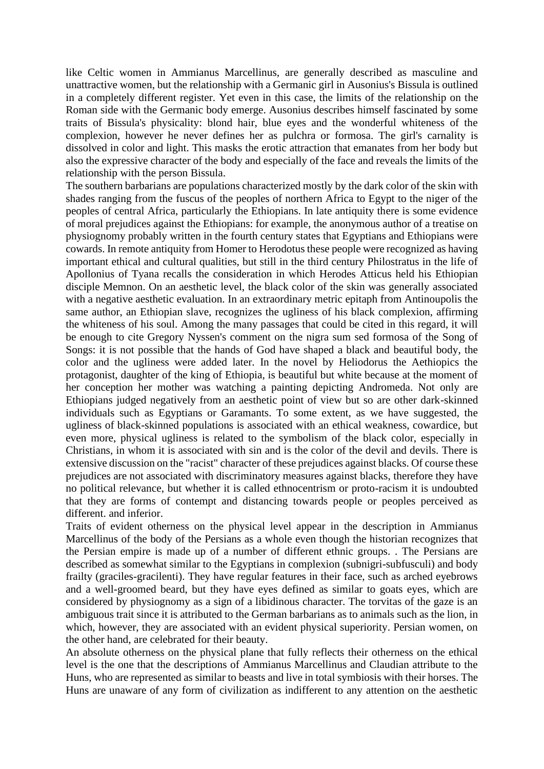like Celtic women in Ammianus Marcellinus, are generally described as masculine and unattractive women, but the relationship with a Germanic girl in Ausonius's Bissula is outlined in a completely different register. Yet even in this case, the limits of the relationship on the Roman side with the Germanic body emerge. Ausonius describes himself fascinated by some traits of Bissula's physicality: blond hair, blue eyes and the wonderful whiteness of the complexion, however he never defines her as pulchra or formosa. The girl's carnality is dissolved in color and light. This masks the erotic attraction that emanates from her body but also the expressive character of the body and especially of the face and reveals the limits of the relationship with the person Bissula.

The southern barbarians are populations characterized mostly by the dark color of the skin with shades ranging from the fuscus of the peoples of northern Africa to Egypt to the niger of the peoples of central Africa, particularly the Ethiopians. In late antiquity there is some evidence of moral prejudices against the Ethiopians: for example, the anonymous author of a treatise on physiognomy probably written in the fourth century states that Egyptians and Ethiopians were cowards. In remote antiquity from Homer to Herodotus these people were recognized as having important ethical and cultural qualities, but still in the third century Philostratus in the life of Apollonius of Tyana recalls the consideration in which Herodes Atticus held his Ethiopian disciple Memnon. On an aesthetic level, the black color of the skin was generally associated with a negative aesthetic evaluation. In an extraordinary metric epitaph from Antinoupolis the same author, an Ethiopian slave, recognizes the ugliness of his black complexion, affirming the whiteness of his soul. Among the many passages that could be cited in this regard, it will be enough to cite Gregory Nyssen's comment on the nigra sum sed formosa of the Song of Songs: it is not possible that the hands of God have shaped a black and beautiful body, the color and the ugliness were added later. In the novel by Heliodorus the Aethiopics the protagonist, daughter of the king of Ethiopia, is beautiful but white because at the moment of her conception her mother was watching a painting depicting Andromeda. Not only are Ethiopians judged negatively from an aesthetic point of view but so are other dark-skinned individuals such as Egyptians or Garamants. To some extent, as we have suggested, the ugliness of black-skinned populations is associated with an ethical weakness, cowardice, but even more, physical ugliness is related to the symbolism of the black color, especially in Christians, in whom it is associated with sin and is the color of the devil and devils. There is extensive discussion on the "racist" character of these prejudices against blacks. Of course these prejudices are not associated with discriminatory measures against blacks, therefore they have no political relevance, but whether it is called ethnocentrism or proto-racism it is undoubted that they are forms of contempt and distancing towards people or peoples perceived as different. and inferior.

Traits of evident otherness on the physical level appear in the description in Ammianus Marcellinus of the body of the Persians as a whole even though the historian recognizes that the Persian empire is made up of a number of different ethnic groups. . The Persians are described as somewhat similar to the Egyptians in complexion (subnigri-subfusculi) and body frailty (graciles-gracilenti). They have regular features in their face, such as arched eyebrows and a well-groomed beard, but they have eyes defined as similar to goats eyes, which are considered by physiognomy as a sign of a libidinous character. The torvitas of the gaze is an ambiguous trait since it is attributed to the German barbarians as to animals such as the lion, in which, however, they are associated with an evident physical superiority. Persian women, on the other hand, are celebrated for their beauty.

An absolute otherness on the physical plane that fully reflects their otherness on the ethical level is the one that the descriptions of Ammianus Marcellinus and Claudian attribute to the Huns, who are represented as similar to beasts and live in total symbiosis with their horses. The Huns are unaware of any form of civilization as indifferent to any attention on the aesthetic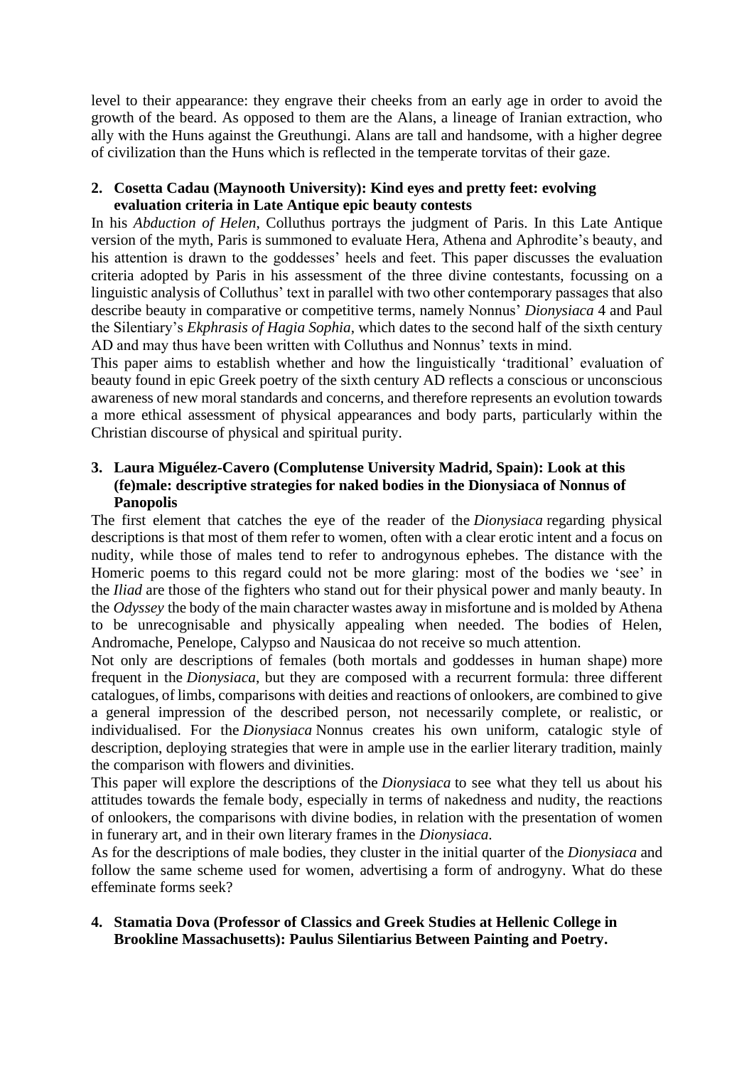level to their appearance: they engrave their cheeks from an early age in order to avoid the growth of the beard. As opposed to them are the Alans, a lineage of Iranian extraction, who ally with the Huns against the Greuthungi. Alans are tall and handsome, with a higher degree of civilization than the Huns which is reflected in the temperate torvitas of their gaze.

2. **Cosetta Cadau (Maynooth University): Kind eyes and pretty feet: evolving evaluation criteria in Late Antique epic beauty contests**

In his *Abduction of Helen*, Colluthus portrays the judgment of Paris. In this Late Antique version of the myth, Paris is summoned to evaluate Hera, Athena and Aphrodite's beauty, and his attention is drawn to the goddesses' heels and feet. This paper discusses the evaluation criteria adopted by Paris in his assessment of the three divine contestants, focussing on a linguistic analysis of Colluthus' text in parallel with two other contemporary passages that also describe beauty in comparative or competitive terms, namely Nonnus' *Dionysiaca* 4 and Paul the Silentiary's *Ekphrasis of Hagia Sophia*, which dates to the second half of the sixth century AD and may thus have been written with Colluthus and Nonnus' texts in mind.

This paper aims to establish whether and how the linguistically 'traditional' evaluation of beauty found in epic Greek poetry of the sixth century AD reflects a conscious or unconscious awareness of new moral standards and concerns, and therefore represents an evolution towards a more ethical assessment of physical appearances and body parts, particularly within the Christian discourse of physical and spiritual purity.

3. **Laura Miguélez-Cavero (Complutense University Madrid, Spain): Look at this (fe)male: descriptive strategies for naked bodies in the Dionysiaca of Nonnus of Panopolis**

The first element that catches the eye of the reader of the *Dionysiaca* regarding physical descriptions is that most of them refer to women, often with a clear erotic intent and a focus on nudity, while those of males tend to refer to androgynous ephebes. The distance with the Homeric poems to this regard could not be more glaring: most of the bodies we 'see' in the *Iliad* are those of the fighters who stand out for their physical power and manly beauty. In the *Odyssey* the body of the main character wastes away in misfortune and is molded by Athena to be unrecognisable and physically appealing when needed. The bodies of Helen, Andromache, Penelope, Calypso and Nausicaa do not receive so much attention.

Not only are descriptions of females (both mortals and goddesses in human shape) more frequent in the *Dionysiaca*, but they are composed with a recurrent formula: three different catalogues, of limbs, comparisons with deities and reactions of onlookers, are combined to give a general impression of the described person, not necessarily complete, or realistic, or individualised. For the *Dionysiaca* Nonnus creates his own uniform, catalogic style of description, deploying strategies that were in ample use in the earlier literary tradition, mainly the comparison with flowers and divinities.

This paper will explore the descriptions of the *Dionysiaca* to see what they tell us about his attitudes towards the female body, especially in terms of nakedness and nudity, the reactions of onlookers, the comparisons with divine bodies, in relation with the presentation of women in funerary art, and in their own literary frames in the *Dionysiaca*.

As for the descriptions of male bodies, they cluster in the initial quarter of the *Dionysiaca* and follow the same scheme used for women, advertising a form of androgyny. What do these effeminate forms seek?

4. **Stamatia Dova (Professor of Classics and Greek Studies at Hellenic College in Brookline Massachusetts): Paulus Silentiarius Between Painting and Poetry.**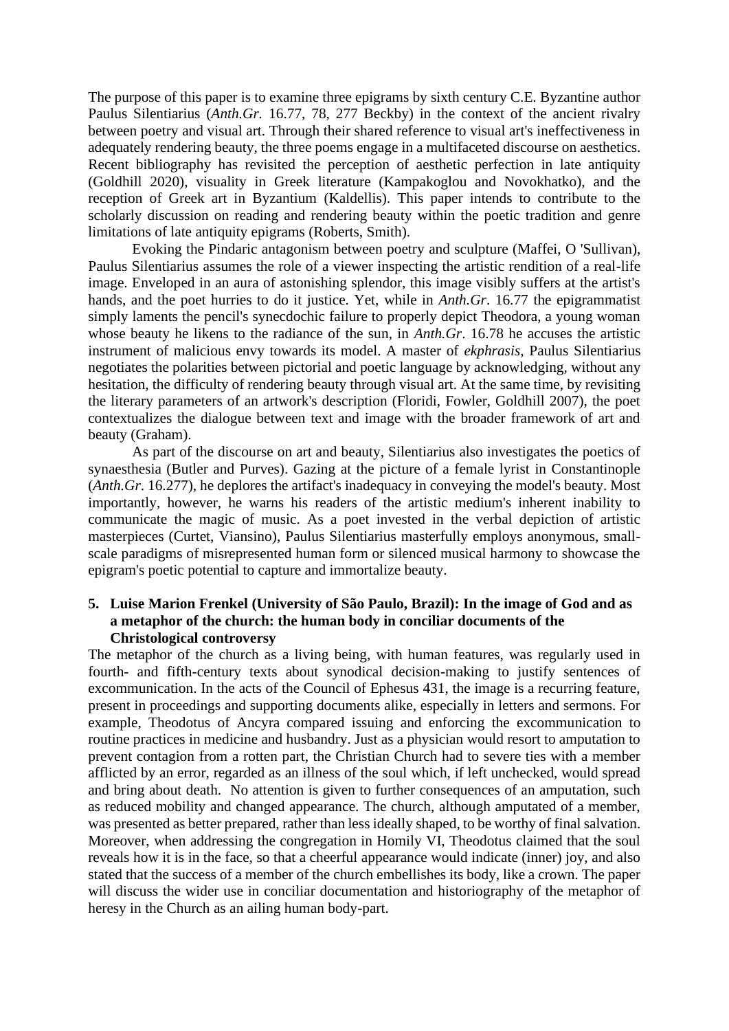The purpose of this paper is to examine three epigrams by sixth century C.E. Byzantine author Paulus Silentiarius (*Anth.Gr.* 16.77, 78, 277 Beckby) in the context of the ancient rivalry between poetry and visual art. Through their shared reference to visual art's ineffectiveness in adequately rendering beauty, the three poems engage in a multifaceted discourse on aesthetics. Recent bibliography has revisited the perception of aesthetic perfection in late antiquity (Goldhill 2020), visuality in Greek literature (Kampakoglou and Novokhatko), and the reception of Greek art in Byzantium (Kaldellis). This paper intends to contribute to the scholarly discussion on reading and rendering beauty within the poetic tradition and genre limitations of late antiquity epigrams (Roberts, Smith).

Evoking the Pindaric antagonism between poetry and sculpture (Maffei, O 'Sullivan), Paulus Silentiarius assumes the role of a viewer inspecting the artistic rendition of a real-life image. Enveloped in an aura of astonishing splendor, this image visibly suffers at the artist's hands, and the poet hurries to do it justice. Yet, while in *Anth.Gr*. 16.77 the epigrammatist simply laments the pencil's synecdochic failure to properly depict Theodora, a young woman whose beauty he likens to the radiance of the sun, in *Anth.Gr*. 16.78 he accuses the artistic instrument of malicious envy towards its model. A master of *ekphrasis*, Paulus Silentiarius negotiates the polarities between pictorial and poetic language by acknowledging, without any hesitation, the difficulty of rendering beauty through visual art. At the same time, by revisiting the literary parameters of an artwork's description (Floridi, Fowler, Goldhill 2007), the poet contextualizes the dialogue between text and image with the broader framework of art and beauty (Graham).

As part of the discourse on art and beauty, Silentiarius also investigates the poetics of synaesthesia (Butler and Purves). Gazing at the picture of a female lyrist in Constantinople (*Anth.Gr*. 16.277), he deplores the artifact's inadequacy in conveying the model's beauty. Most importantly, however, he warns his readers of the artistic medium's inherent inability to communicate the magic of music. As a poet invested in the verbal depiction of artistic masterpieces (Curtet, Viansino), Paulus Silentiarius masterfully employs anonymous, small-scale paradigms of misrepresented human form or silenced musical harmony to showcase the epigram's poetic potential to capture and immortalize beauty.

5. **Luise Marion Frenkel (University of São Paulo, Brazil): In the image of God and as a metaphor of the church: the human body in conciliar documents of the Christological controversy**

The metaphor of the church as a living being, with human features, was regularly used in fourth- and fifth-century texts about synodical decision-making to justify sentences of excommunication. In the acts of the Council of Ephesus 431, the image is a recurring feature, present in proceedings and supporting documents alike, especially in letters and sermons. For example, Theodotus of Ancyra compared issuing and enforcing the excommunication to routine practices in medicine and husbandry. Just as a physician would resort to amputation to prevent contagion from a rotten part, the Christian Church had to severe ties with a member afflicted by an error, regarded as an illness of the soul which, if left unchecked, would spread and bring about death. No attention is given to further consequences of an amputation, such as reduced mobility and changed appearance. The church, although amputated of a member, was presented as better prepared, rather than less ideally shaped, to be worthy of final salvation. Moreover, when addressing the congregation in Homily VI, Theodotus claimed that the soul reveals how it is in the face, so that a cheerful appearance would indicate (inner) joy, and also stated that the success of a member of the church embellishes its body, like a crown. The paper will discuss the wider use in conciliar documentation and historiography of the metaphor of heresy in the Church as an ailing human body-part.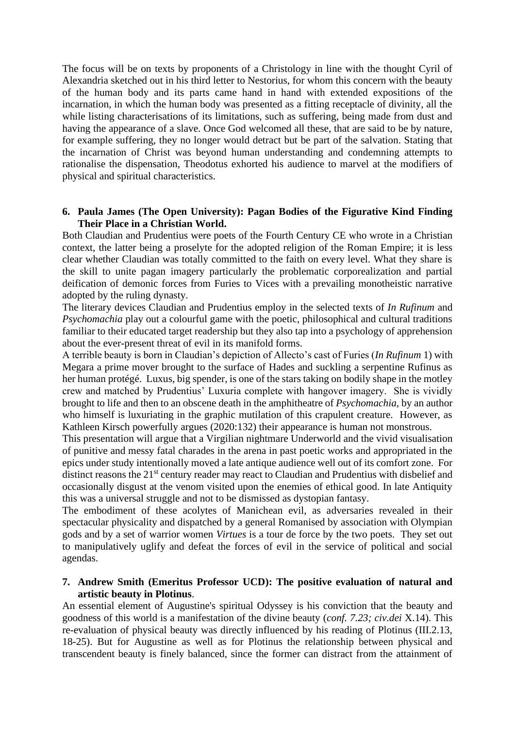The focus will be on texts by proponents of a Christology in line with the thought Cyril of Alexandria sketched out in his third letter to Nestorius, for whom this concern with the beauty of the human body and its parts came hand in hand with extended expositions of the incarnation, in which the human body was presented as a fitting receptacle of divinity, all the while listing characterisations of its limitations, such as suffering, being made from dust and having the appearance of a slave. Once God welcomed all these, that are said to be by nature, for example suffering, they no longer would detract but be part of the salvation. Stating that the incarnation of Christ was beyond human understanding and condemning attempts to rationalise the dispensation, Theodotus exhorted his audience to marvel at the modifiers of physical and spiritual characteristics.

**6. Paula James (The Open University): Pagan Bodies of the Figurative Kind Finding Their Place in a Christian World.**

Both Claudian and Prudentius were poets of the Fourth Century CE who wrote in a Christian context, the latter being a proselyte for the adopted religion of the Roman Empire; it is less clear whether Claudian was totally committed to the faith on every level. What they share is the skill to unite pagan imagery particularly the problematic corporealization and partial deification of demonic forces from Furies to Vices with a prevailing monotheistic narrative adopted by the ruling dynasty.

The literary devices Claudian and Prudentius employ in the selected texts of *In Rufinum* and *Psychomachia* play out a colourful game with the poetic, philosophical and cultural traditions familiar to their educated target readership but they also tap into a psychology of apprehension about the ever-present threat of evil in its manifold forms.

A terrible beauty is born in Claudian's depiction of Allecto's cast of Furies (*In Rufinum* 1) with Megara a prime mover brought to the surface of Hades and suckling a serpentine Rufinus as her human protégé. Luxus, big spender, is one of the stars taking on bodily shape in the motley crew and matched by Prudentius' Luxuria complete with hangover imagery. She is vividly brought to life and then to an obscene death in the amphitheatre of *Psychomachia,* by an author who himself is luxuriating in the graphic mutilation of this crapulent creature. However, as Kathleen Kirsch powerfully argues (2020:132) their appearance is human not monstrous.

This presentation will argue that a Virgilian nightmare Underworld and the vivid visualisation of punitive and messy fatal charades in the arena in past poetic works and appropriated in the epics under study intentionally moved a late antique audience well out of its comfort zone. For distinct reasons the 21st century reader may react to Claudian and Prudentius with disbelief and occasionally disgust at the venom visited upon the enemies of ethical good. In late Antiquity this was a universal struggle and not to be dismissed as dystopian fantasy.

The embodiment of these acolytes of Manichean evil, as adversaries revealed in their spectacular physicality and dispatched by a general Romanised by association with Olympian gods and by a set of warrior women *Virtues* is a tour de force by the two poets. They set out to manipulatively uglify and defeat the forces of evil in the service of political and social agendas.

**7. Andrew Smith (Emeritus Professor UCD): The positive evaluation of natural and artistic beauty in Plotinus**.

An essential element of Augustine's spiritual Odyssey is his conviction that the beauty and goodness of this world is a manifestation of the divine beauty (*conf. 7.23; civ.dei* X.14). This re-evaluation of physical beauty was directly influenced by his reading of Plotinus (III.2.13, 18-25). But for Augustine as well as for Plotinus the relationship between physical and transcendent beauty is finely balanced, since the former can distract from the attainment of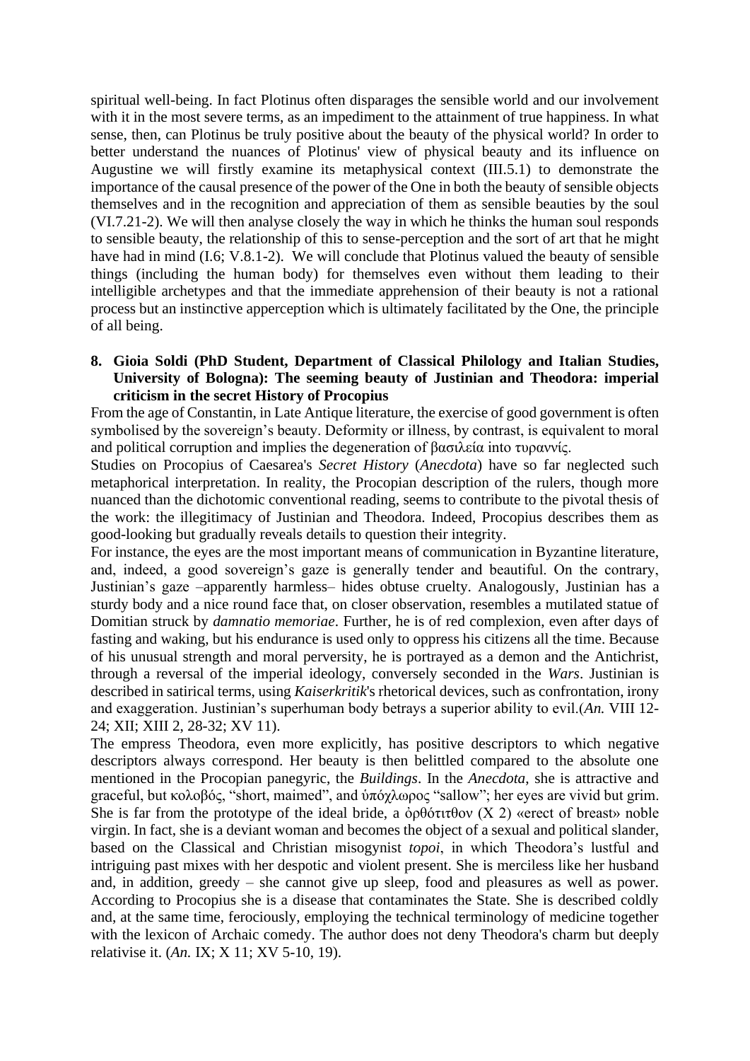spiritual well-being. In fact Plotinus often disparages the sensible world and our involvement with it in the most severe terms, as an impediment to the attainment of true happiness. In what sense, then, can Plotinus be truly positive about the beauty of the physical world? In order to better understand the nuances of Plotinus' view of physical beauty and its influence on Augustine we will firstly examine its metaphysical context (III.5.1) to demonstrate the importance of the causal presence of the power of the One in both the beauty of sensible objects themselves and in the recognition and appreciation of them as sensible beauties by the soul (VI.7.21-2). We will then analyse closely the way in which he thinks the human soul responds to sensible beauty, the relationship of this to sense-perception and the sort of art that he might have had in mind (I.6; V.8.1-2). We will conclude that Plotinus valued the beauty of sensible things (including the human body) for themselves even without them leading to their intelligible archetypes and that the immediate apprehension of their beauty is not a rational process but an instinctive apperception which is ultimately facilitated by the One, the principle of all being.

8. **Gioia Soldi (PhD Student, Department of Classical Philology and Italian Studies, University of Bologna): The seeming beauty of Justinian and Theodora: imperial criticism in the secret History of Procopius**

From the age of Constantin, in Late Antique literature, the exercise of good government is often symbolised by the sovereign's beauty. Deformity or illness, by contrast, is equivalent to moral and political corruption and implies the degeneration of βασιλεία into τυραννίς.

Studies on Procopius of Caesarea's *Secret History* (*Anecdota*) have so far neglected such metaphorical interpretation. In reality, the Procopian description of the rulers, though more nuanced than the dichotomic conventional reading, seems to contribute to the pivotal thesis of the work: the illegitimacy of Justinian and Theodora. Indeed, Procopius describes them as good-looking but gradually reveals details to question their integrity.

For instance, the eyes are the most important means of communication in Byzantine literature, and, indeed, a good sovereign's gaze is generally tender and beautiful. On the contrary, Justinian's gaze –apparently harmless– hides obtuse cruelty. Analogously, Justinian has a sturdy body and a nice round face that, on closer observation, resembles a mutilated statue of Domitian struck by *damnatio memoriae*. Further, he is of red complexion, even after days of fasting and waking, but his endurance is used only to oppress his citizens all the time. Because of his unusual strength and moral perversity, he is portrayed as a demon and the Antichrist, through a reversal of the imperial ideology, conversely seconded in the *Wars*. Justinian is described in satirical terms, using *Kaiserkritik*'s rhetorical devices, such as confrontation, irony and exaggeration. Justinian's superhuman body betrays a superior ability to evil.(*An.* VIII 12-24; XII; XIII 2, 28-32; XV 11).

The empress Theodora, even more explicitly, has positive descriptors to which negative descriptors always correspond. Her beauty is then belittled compared to the absolute one mentioned in the Procopian panegyric, the *Buildings*. In the *Anecdota*, she is attractive and graceful, but κολοβός, "short, maimed", and ὑπόχλωρος "sallow"; her eyes are vivid but grim. She is far from the prototype of the ideal bride, a ὀρθότιτθον (X 2) «erect of breast» noble virgin. In fact, she is a deviant woman and becomes the object of a sexual and political slander, based on the Classical and Christian misogynist *topoi*, in which Theodora's lustful and intriguing past mixes with her despotic and violent present. She is merciless like her husband and, in addition, greedy – she cannot give up sleep, food and pleasures as well as power. According to Procopius she is a disease that contaminates the State. She is described coldly and, at the same time, ferociously, employing the technical terminology of medicine together with the lexicon of Archaic comedy. The author does not deny Theodora's charm but deeply relativise it. (*An.* IX; X 11; XV 5-10, 19).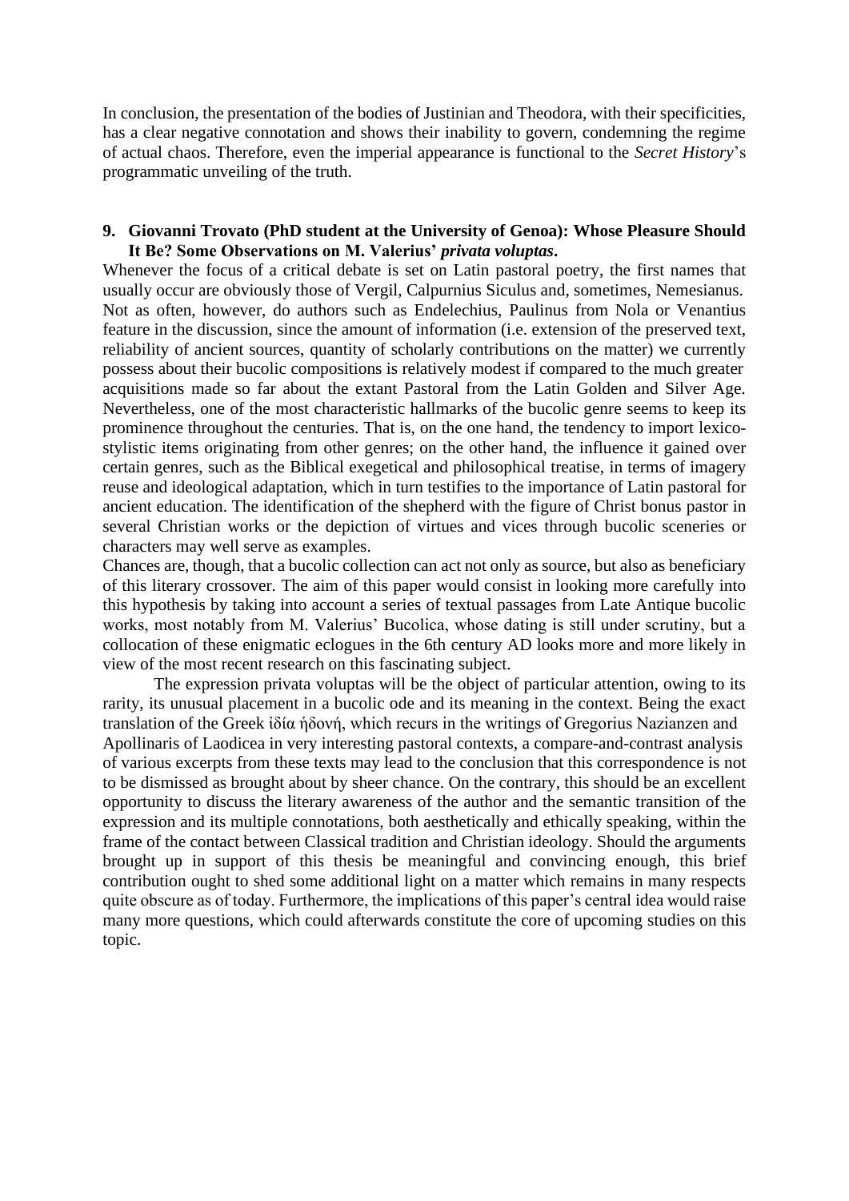In conclusion, the presentation of the bodies of Justinian and Theodora, with their specificities, has a clear negative connotation and shows their inability to govern, condemning the regime of actual chaos. Therefore, even the imperial appearance is functional to the *Secret History*'s programmatic unveiling of the truth.

**9. Giovanni Trovato (PhD student at the University of Genoa): Whose Pleasure Should It Be? Some Observations on M. Valerius' *privata voluptas*.**

Whenever the focus of a critical debate is set on Latin pastoral poetry, the first names that usually occur are obviously those of Vergil, Calpurnius Siculus and, sometimes, Nemesianus. Not as often, however, do authors such as Endelechius, Paulinus from Nola or Venantius feature in the discussion, since the amount of information (i.e. extension of the preserved text, reliability of ancient sources, quantity of scholarly contributions on the matter) we currently possess about their bucolic compositions is relatively modest if compared to the much greater acquisitions made so far about the extant Pastoral from the Latin Golden and Silver Age. Nevertheless, one of the most characteristic hallmarks of the bucolic genre seems to keep its prominence throughout the centuries. That is, on the one hand, the tendency to import lexico-stylistic items originating from other genres; on the other hand, the influence it gained over certain genres, such as the Biblical exegetical and philosophical treatise, in terms of imagery reuse and ideological adaptation, which in turn testifies to the importance of Latin pastoral for ancient education. The identification of the shepherd with the figure of Christ bonus pastor in several Christian works or the depiction of virtues and vices through bucolic sceneries or characters may well serve as examples.

Chances are, though, that a bucolic collection can act not only as source, but also as beneficiary of this literary crossover. The aim of this paper would consist in looking more carefully into this hypothesis by taking into account a series of textual passages from Late Antique bucolic works, most notably from M. Valerius' Bucolica, whose dating is still under scrutiny, but a collocation of these enigmatic eclogues in the 6th century AD looks more and more likely in view of the most recent research on this fascinating subject.

The expression privata voluptas will be the object of particular attention, owing to its rarity, its unusual placement in a bucolic ode and its meaning in the context. Being the exact translation of the Greek ἰδία ἡδονή, which recurs in the writings of Gregorius Nazianzen and Apollinaris of Laodicea in very interesting pastoral contexts, a compare-and-contrast analysis of various excerpts from these texts may lead to the conclusion that this correspondence is not to be dismissed as brought about by sheer chance. On the contrary, this should be an excellent opportunity to discuss the literary awareness of the author and the semantic transition of the expression and its multiple connotations, both aesthetically and ethically speaking, within the frame of the contact between Classical tradition and Christian ideology. Should the arguments brought up in support of this thesis be meaningful and convincing enough, this brief contribution ought to shed some additional light on a matter which remains in many respects quite obscure as of today. Furthermore, the implications of this paper's central idea would raise many more questions, which could afterwards constitute the core of upcoming studies on this topic.